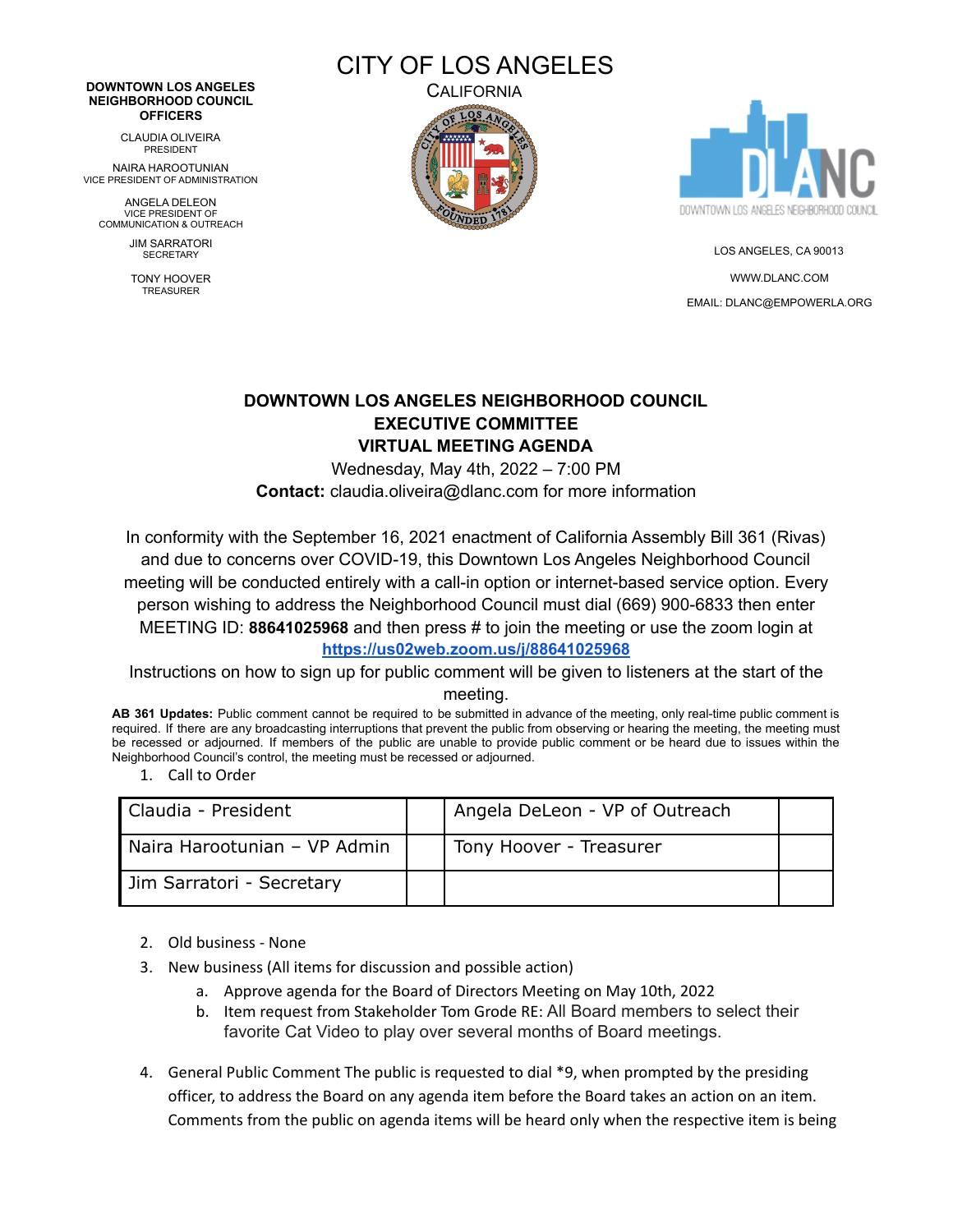**DOWNTOWN LOS ANGELES NEIGHBORHOOD COUNCIL OFFICERS**

CLAUDIA OLIVEIRA
PRESIDENT

NAIRA HAROOTUNIAN
VICE PRESIDENT OF ADMINISTRATION

ANGELA DELEON
VICE PRESIDENT OF COMMUNICATION & OUTREACH

JIM SARRATORI
SECRETARY

TONY HOOVER
TREASURER

CITY OF LOS ANGELES
CALIFORNIA

DLANC
DOWNTOWN LOS ANGELES NEIGHBORHOOD COUNCIL

LOS ANGELES, CA 90013

WWW.DLANC.COM

EMAIL: DLANC@EMPOWERLA.ORG

# DOWNTOWN LOS ANGELES NEIGHBORHOOD COUNCIL EXECUTIVE COMMITTEE VIRTUAL MEETING AGENDA

Wednesday, May 4th, 2022 – 7:00 PM

**Contact:** claudia.oliveira@dlanc.com for more information

In conformity with the September 16, 2021 enactment of California Assembly Bill 361 (Rivas) and due to concerns over COVID-19, this Downtown Los Angeles Neighborhood Council meeting will be conducted entirely with a call-in option or internet-based service option. Every person wishing to address the Neighborhood Council must dial (669) 900-6833 then enter MEETING ID: **88641025968** and then press # to join the meeting or use the zoom login at **https://us02web.zoom.us/j/88641025968**

Instructions on how to sign up for public comment will be given to listeners at the start of the meeting.

**AB 361 Updates:** Public comment cannot be required to be submitted in advance of the meeting, only real-time public comment is required. If there are any broadcasting interruptions that prevent the public from observing or hearing the meeting, the meeting must be recessed or adjourned. If members of the public are unable to provide public comment or be heard due to issues within the Neighborhood Council's control, the meeting must be recessed or adjourned.

1. Call to Order

| Claudia - President | | Angela DeLeon - VP of Outreach | |
|---|---|---|---|
| Naira Harootunian – VP Admin | | Tony Hoover - Treasurer | |
| Jim Sarratori - Secretary | | | |

2. Old business - None
3. New business (All items for discussion and possible action)
   a. Approve agenda for the Board of Directors Meeting on May 10th, 2022
   b. Item request from Stakeholder Tom Grode RE: All Board members to select their favorite Cat Video to play over several months of Board meetings.
4. General Public Comment The public is requested to dial *9, when prompted by the presiding officer, to address the Board on any agenda item before the Board takes an action on an item. Comments from the public on agenda items will be heard only when the respective item is being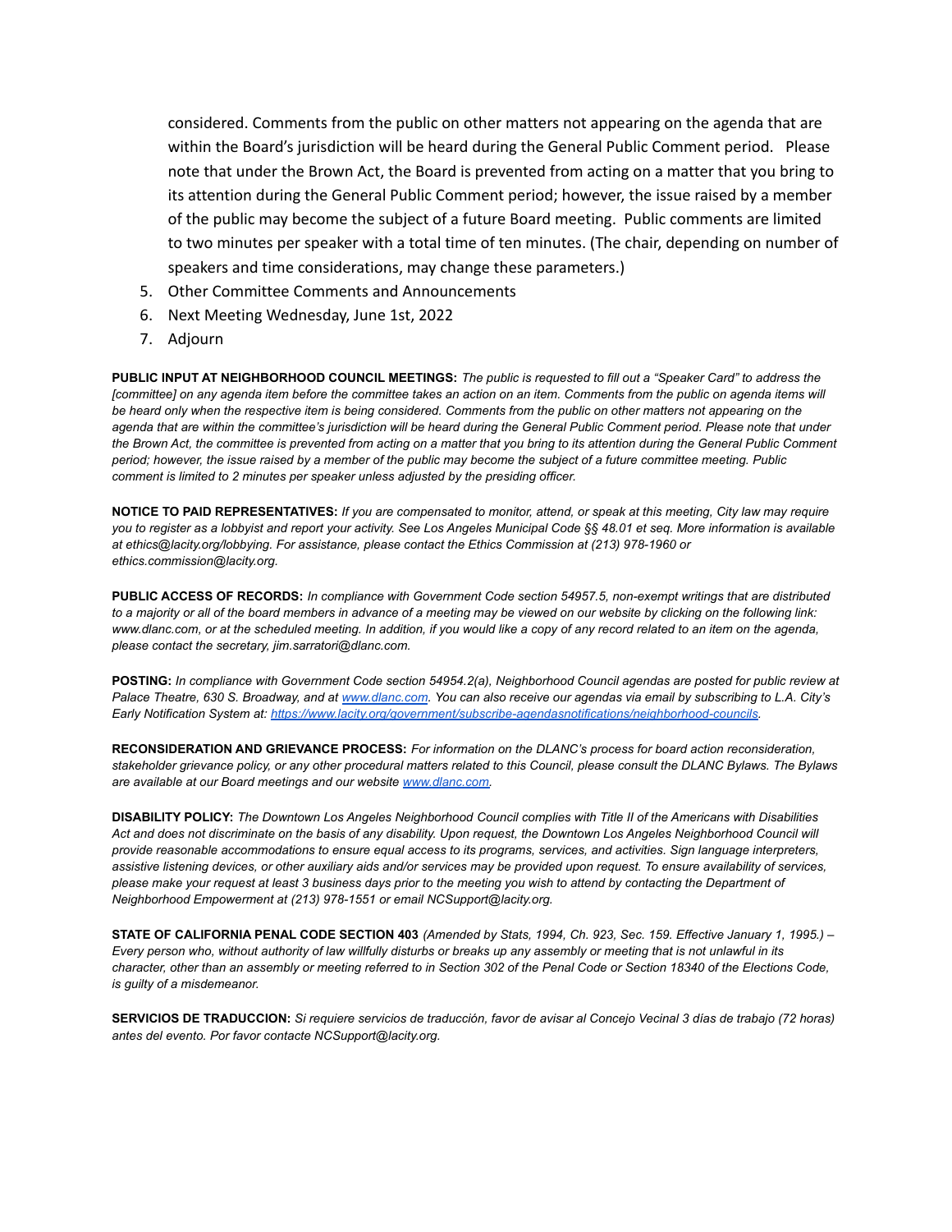considered. Comments from the public on other matters not appearing on the agenda that are within the Board's jurisdiction will be heard during the General Public Comment period. Please note that under the Brown Act, the Board is prevented from acting on a matter that you bring to its attention during the General Public Comment period; however, the issue raised by a member of the public may become the subject of a future Board meeting. Public comments are limited to two minutes per speaker with a total time of ten minutes. (The chair, depending on number of speakers and time considerations, may change these parameters.)

5. Other Committee Comments and Announcements
6. Next Meeting Wednesday, June 1st, 2022
7. Adjourn

**PUBLIC INPUT AT NEIGHBORHOOD COUNCIL MEETINGS:** *The public is requested to fill out a "Speaker Card" to address the [committee] on any agenda item before the committee takes an action on an item. Comments from the public on agenda items will be heard only when the respective item is being considered. Comments from the public on other matters not appearing on the agenda that are within the committee's jurisdiction will be heard during the General Public Comment period. Please note that under the Brown Act, the committee is prevented from acting on a matter that you bring to its attention during the General Public Comment period; however, the issue raised by a member of the public may become the subject of a future committee meeting. Public comment is limited to 2 minutes per speaker unless adjusted by the presiding officer.*

**NOTICE TO PAID REPRESENTATIVES:** *If you are compensated to monitor, attend, or speak at this meeting, City law may require you to register as a lobbyist and report your activity. See Los Angeles Municipal Code §§ 48.01 et seq. More information is available at ethics@lacity.org/lobbying. For assistance, please contact the Ethics Commission at (213) 978-1960 or ethics.commission@lacity.org.*

**PUBLIC ACCESS OF RECORDS:** *In compliance with Government Code section 54957.5, non-exempt writings that are distributed to a majority or all of the board members in advance of a meeting may be viewed on our website by clicking on the following link: www.dlanc.com, or at the scheduled meeting. In addition, if you would like a copy of any record related to an item on the agenda, please contact the secretary, jim.sarratori@dlanc.com.*

**POSTING:** *In compliance with Government Code section 54954.2(a), Neighborhood Council agendas are posted for public review at Palace Theatre, 630 S. Broadway, and at [www.dlanc.com](www.dlanc.com). You can also receive our agendas via email by subscribing to L.A. City's Early Notification System at: [https://www.lacity.org/government/subscribe-agendasnotifications/neighborhood-councils](https://www.lacity.org/government/subscribe-agendasnotifications/neighborhood-councils).*

**RECONSIDERATION AND GRIEVANCE PROCESS:** *For information on the DLANC's process for board action reconsideration, stakeholder grievance policy, or any other procedural matters related to this Council, please consult the DLANC Bylaws. The Bylaws are available at our Board meetings and our website [www.dlanc.com](www.dlanc.com).*

**DISABILITY POLICY:** *The Downtown Los Angeles Neighborhood Council complies with Title II of the Americans with Disabilities Act and does not discriminate on the basis of any disability. Upon request, the Downtown Los Angeles Neighborhood Council will provide reasonable accommodations to ensure equal access to its programs, services, and activities. Sign language interpreters, assistive listening devices, or other auxiliary aids and/or services may be provided upon request. To ensure availability of services, please make your request at least 3 business days prior to the meeting you wish to attend by contacting the Department of Neighborhood Empowerment at (213) 978-1551 or email NCSupport@lacity.org.*

**STATE OF CALIFORNIA PENAL CODE SECTION 403** *(Amended by Stats, 1994, Ch. 923, Sec. 159. Effective January 1, 1995.) – Every person who, without authority of law willfully disturbs or breaks up any assembly or meeting that is not unlawful in its character, other than an assembly or meeting referred to in Section 302 of the Penal Code or Section 18340 of the Elections Code, is guilty of a misdemeanor.*

**SERVICIOS DE TRADUCCION:** *Si requiere servicios de traducción, favor de avisar al Concejo Vecinal 3 días de trabajo (72 horas) antes del evento. Por favor contacte NCSupport@lacity.org.*